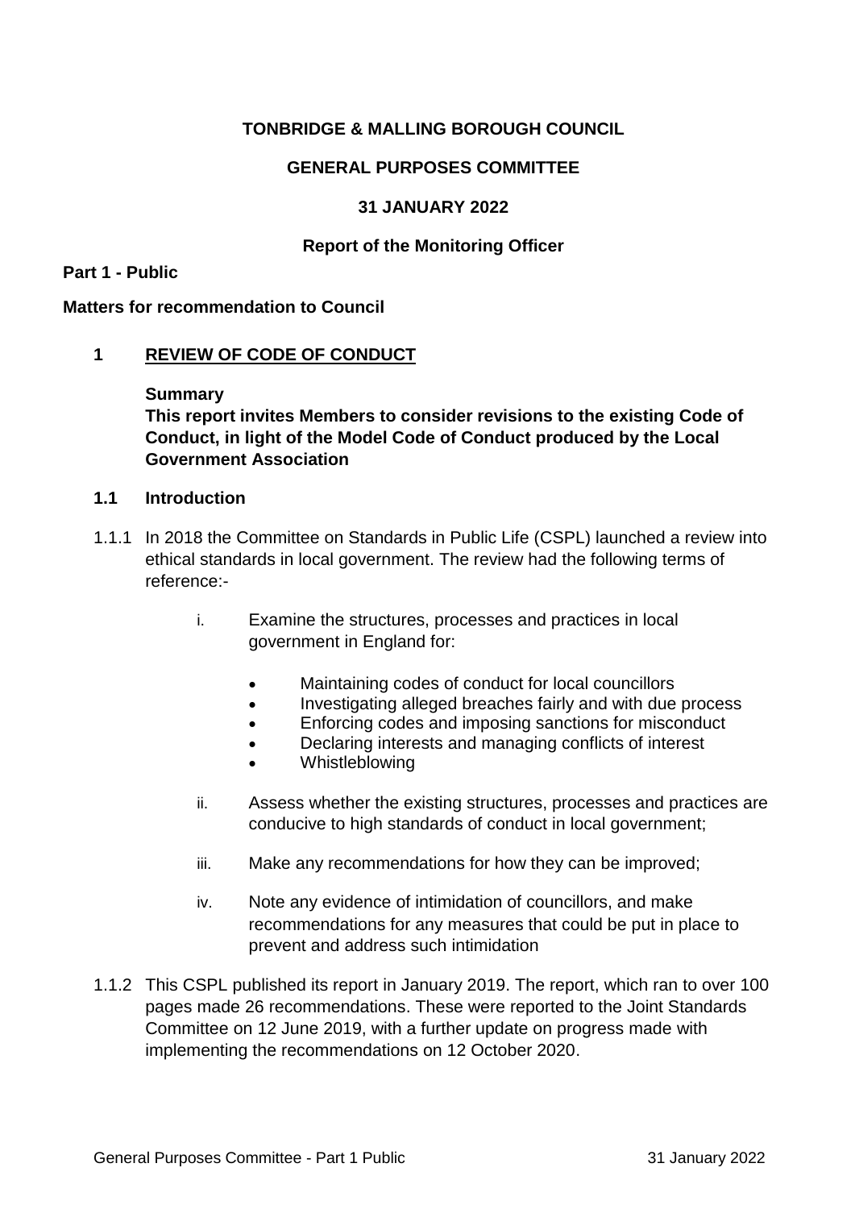**TONBRIDGE & MALLING BOROUGH COUNCIL**

**GENERAL PURPOSES COMMITTEE**

**31 JANUARY 2022**

**Report of the Monitoring Officer**

**Part 1 - Public**

**Matters for recommendation to Council**

## 1 REVIEW OF CODE OF CONDUCT

**Summary**
**This report invites Members to consider revisions to the existing Code of Conduct, in light of the Model Code of Conduct produced by the Local Government Association**

### 1.1 Introduction

1.1.1 In 2018 the Committee on Standards in Public Life (CSPL) launched a review into ethical standards in local government. The review had the following terms of reference:-

i. Examine the structures, processes and practices in local government in England for:

- Maintaining codes of conduct for local councillors
- Investigating alleged breaches fairly and with due process
- Enforcing codes and imposing sanctions for misconduct
- Declaring interests and managing conflicts of interest
- Whistleblowing

ii. Assess whether the existing structures, processes and practices are conducive to high standards of conduct in local government;

iii. Make any recommendations for how they can be improved;

iv. Note any evidence of intimidation of councillors, and make recommendations for any measures that could be put in place to prevent and address such intimidation

1.1.2 This CSPL published its report in January 2019. The report, which ran to over 100 pages made 26 recommendations. These were reported to the Joint Standards Committee on 12 June 2019, with a further update on progress made with implementing the recommendations on 12 October 2020.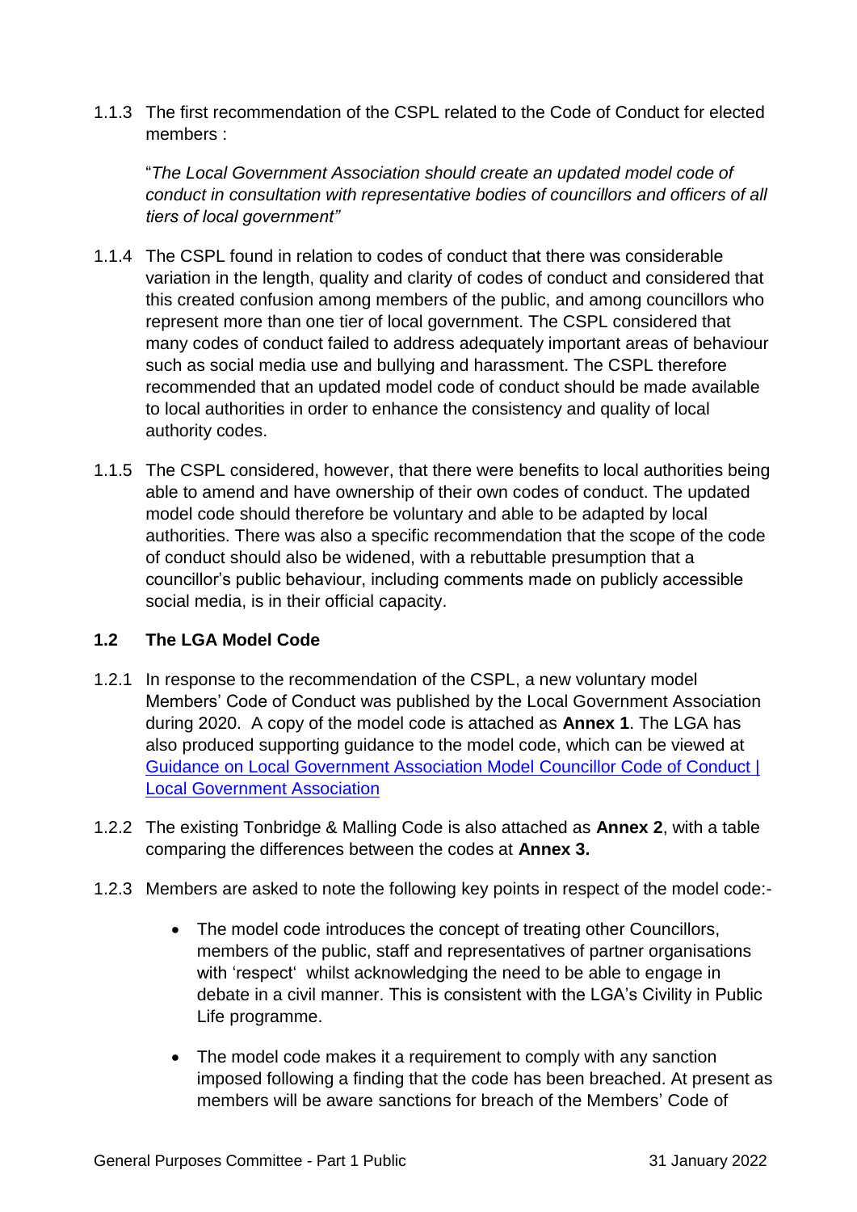1.1.3 The first recommendation of the CSPL related to the Code of Conduct for elected members :

> "*The Local Government Association should create an updated model code of conduct in consultation with representative bodies of councillors and officers of all tiers of local government"*

1.1.4 The CSPL found in relation to codes of conduct that there was considerable variation in the length, quality and clarity of codes of conduct and considered that this created confusion among members of the public, and among councillors who represent more than one tier of local government. The CSPL considered that many codes of conduct failed to address adequately important areas of behaviour such as social media use and bullying and harassment. The CSPL therefore recommended that an updated model code of conduct should be made available to local authorities in order to enhance the consistency and quality of local authority codes.

1.1.5 The CSPL considered, however, that there were benefits to local authorities being able to amend and have ownership of their own codes of conduct. The updated model code should therefore be voluntary and able to be adapted by local authorities. There was also a specific recommendation that the scope of the code of conduct should also be widened, with a rebuttable presumption that a councillor's public behaviour, including comments made on publicly accessible social media, is in their official capacity.

### 1.2 The LGA Model Code

1.2.1 In response to the recommendation of the CSPL, a new voluntary model Members' Code of Conduct was published by the Local Government Association during 2020. A copy of the model code is attached as **Annex 1**. The LGA has also produced supporting guidance to the model code, which can be viewed at [Guidance on Local Government Association Model Councillor Code of Conduct | Local Government Association]()

1.2.2 The existing Tonbridge & Malling Code is also attached as **Annex 2**, with a table comparing the differences between the codes at **Annex 3.**

1.2.3 Members are asked to note the following key points in respect of the model code:-

- The model code introduces the concept of treating other Councillors, members of the public, staff and representatives of partner organisations with 'respect' whilst acknowledging the need to be able to engage in debate in a civil manner. This is consistent with the LGA's Civility in Public Life programme.

- The model code makes it a requirement to comply with any sanction imposed following a finding that the code has been breached. At present as members will be aware sanctions for breach of the Members' Code of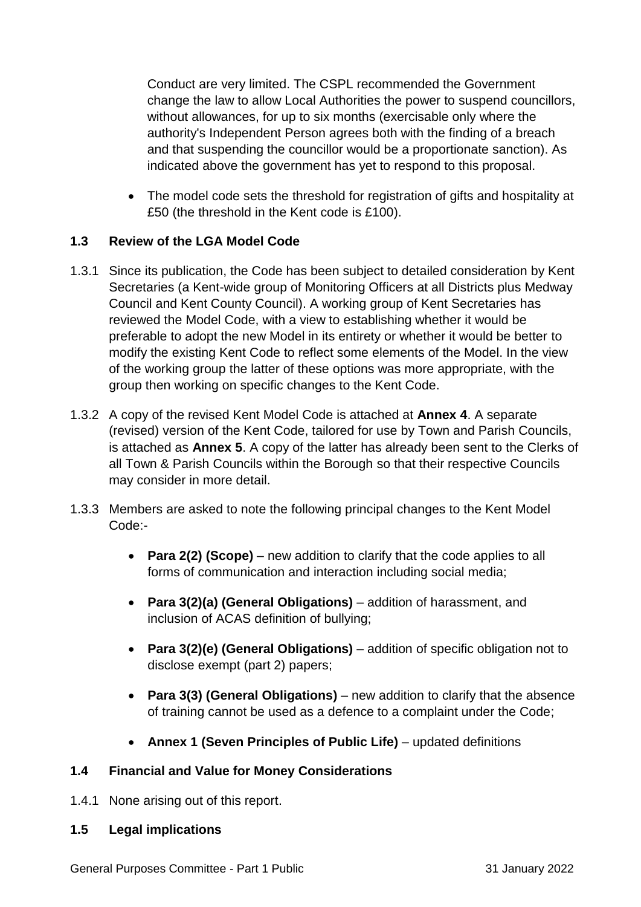Conduct are very limited. The CSPL recommended the Government change the law to allow Local Authorities the power to suspend councillors, without allowances, for up to six months (exercisable only where the authority's Independent Person agrees both with the finding of a breach and that suspending the councillor would be a proportionate sanction). As indicated above the government has yet to respond to this proposal.

- The model code sets the threshold for registration of gifts and hospitality at £50 (the threshold in the Kent code is £100).

### 1.3 Review of the LGA Model Code

1.3.1 Since its publication, the Code has been subject to detailed consideration by Kent Secretaries (a Kent-wide group of Monitoring Officers at all Districts plus Medway Council and Kent County Council). A working group of Kent Secretaries has reviewed the Model Code, with a view to establishing whether it would be preferable to adopt the new Model in its entirety or whether it would be better to modify the existing Kent Code to reflect some elements of the Model. In the view of the working group the latter of these options was more appropriate, with the group then working on specific changes to the Kent Code.

1.3.2 A copy of the revised Kent Model Code is attached at **Annex 4**. A separate (revised) version of the Kent Code, tailored for use by Town and Parish Councils, is attached as **Annex 5**. A copy of the latter has already been sent to the Clerks of all Town & Parish Councils within the Borough so that their respective Councils may consider in more detail.

1.3.3 Members are asked to note the following principal changes to the Kent Model Code:-

- **Para 2(2) (Scope)** – new addition to clarify that the code applies to all forms of communication and interaction including social media;
- **Para 3(2)(a) (General Obligations)** – addition of harassment, and inclusion of ACAS definition of bullying;
- **Para 3(2)(e) (General Obligations)** – addition of specific obligation not to disclose exempt (part 2) papers;
- **Para 3(3) (General Obligations)** – new addition to clarify that the absence of training cannot be used as a defence to a complaint under the Code;
- **Annex 1 (Seven Principles of Public Life)** – updated definitions

### 1.4 Financial and Value for Money Considerations

1.4.1 None arising out of this report.

### 1.5 Legal implications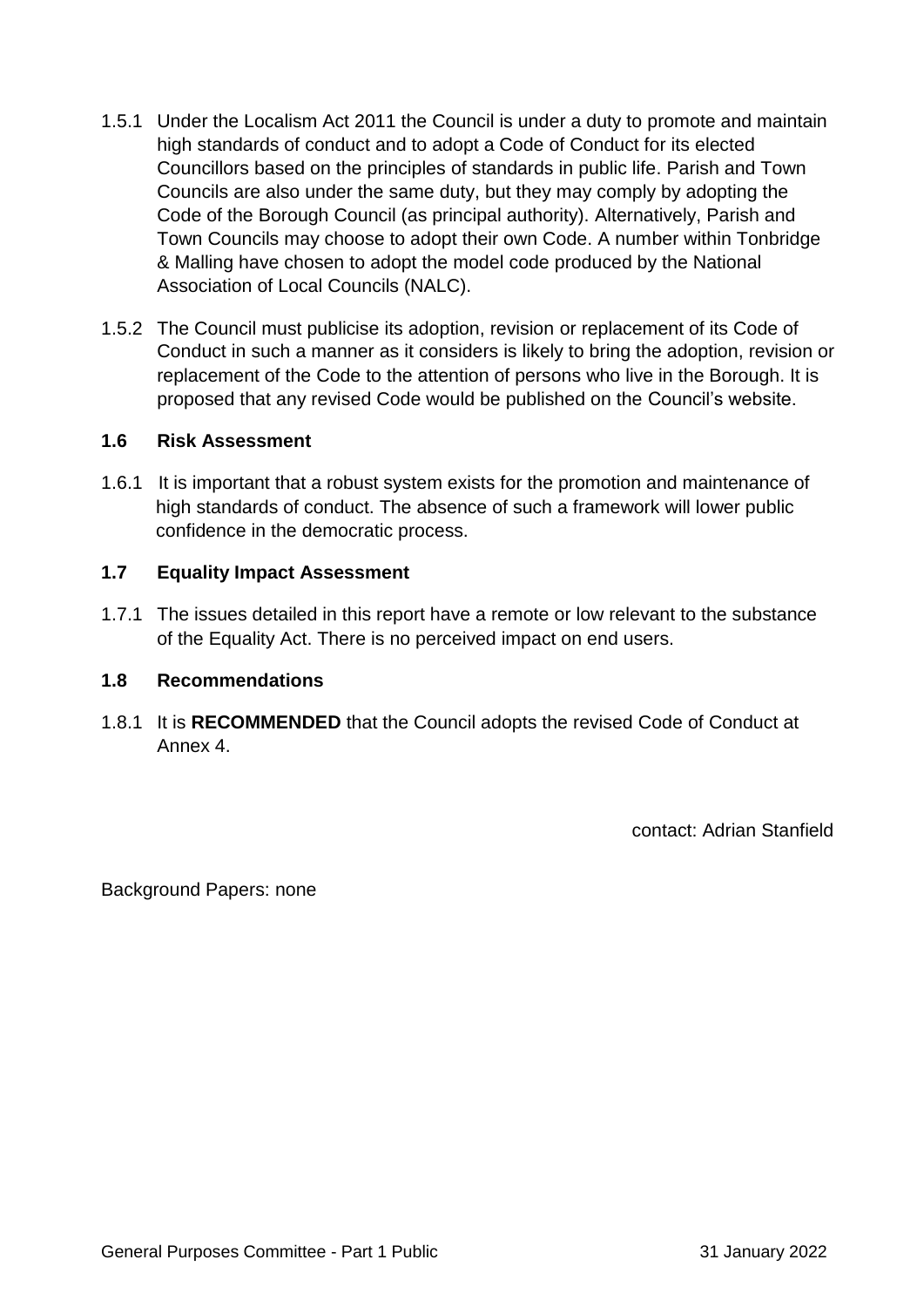1.5.1 Under the Localism Act 2011 the Council is under a duty to promote and maintain high standards of conduct and to adopt a Code of Conduct for its elected Councillors based on the principles of standards in public life. Parish and Town Councils are also under the same duty, but they may comply by adopting the Code of the Borough Council (as principal authority). Alternatively, Parish and Town Councils may choose to adopt their own Code. A number within Tonbridge & Malling have chosen to adopt the model code produced by the National Association of Local Councils (NALC).

1.5.2 The Council must publicise its adoption, revision or replacement of its Code of Conduct in such a manner as it considers is likely to bring the adoption, revision or replacement of the Code to the attention of persons who live in the Borough. It is proposed that any revised Code would be published on the Council's website.

### 1.6 Risk Assessment

1.6.1 It is important that a robust system exists for the promotion and maintenance of high standards of conduct. The absence of such a framework will lower public confidence in the democratic process.

### 1.7 Equality Impact Assessment

1.7.1 The issues detailed in this report have a remote or low relevant to the substance of the Equality Act. There is no perceived impact on end users.

### 1.8 Recommendations

1.8.1 It is **RECOMMENDED** that the Council adopts the revised Code of Conduct at Annex 4.

contact: Adrian Stanfield

Background Papers: none